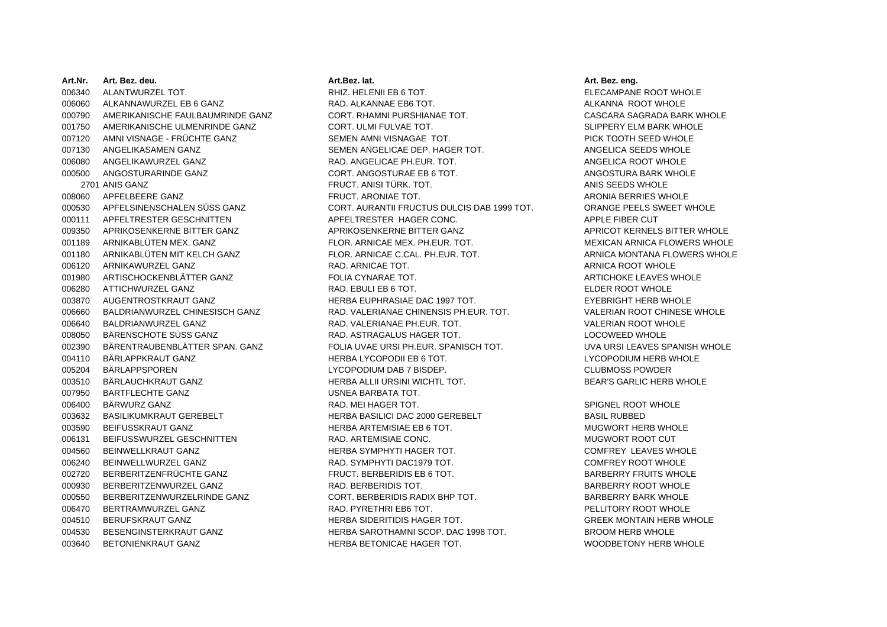| Art.Nr. | Art. Bez. deu. | Art.Bez. lat. | Art. Bez. eng. |
|---|---|---|---|
| 006340 | ALANTWURZEL TOT. | RHIZ. HELENII EB 6 TOT. | ELECAMPANE ROOT WHOLE |
| 006060 | ALKANNAWURZEL EB 6 GANZ | RAD. ALKANNAE EB6 TOT. | ALKANNA ROOT WHOLE |
| 000790 | AMERIKANISCHE FAULBAUMRINDE GANZ | CORT. RHAMNI PURSHIANAE TOT. | CASCARA SAGRADA BARK WHOLE |
| 001750 | AMERIKANISCHE ULMENRINDE GANZ | CORT. ULMI FULVAE TOT. | SLIPPERY ELM BARK WHOLE |
| 007120 | AMNI VISNAGE - FRÜCHTE GANZ | SEMEN AMNI VISNAGAE TOT. | PICK TOOTH SEED WHOLE |
| 007130 | ANGELIKASAMEN GANZ | SEMEN ANGELICAE DEP. HAGER TOT. | ANGELICA SEEDS WHOLE |
| 006080 | ANGELIKAWURZEL GANZ | RAD. ANGELICAE PH.EUR. TOT. | ANGELICA ROOT WHOLE |
| 000500 | ANGOSTURARINDE GANZ | CORT. ANGOSTURAE EB 6 TOT. | ANGOSTURA BARK WHOLE |
| 2701 | ANIS GANZ | FRUCT. ANISI TÜRK. TOT. | ANIS SEEDS WHOLE |
| 008060 | APFELBEERE GANZ | FRUCT. ARONIAE TOT. | ARONIA BERRIES WHOLE |
| 000530 | APFELSINENSCHALEN SÜSS GANZ | CORT. AURANTII FRUCTUS DULCIS DAB 1999 TOT. | ORANGE PEELS SWEET WHOLE |
| 000111 | APFELTRESTER GESCHNITTEN | APFELTRESTER HAGER CONC. | APPLE FIBER CUT |
| 009350 | APRIKOSENKERNE BITTER GANZ | APRIKOSENKERNE BITTER GANZ | APRICOT KERNELS BITTER WHOLE |
| 001189 | ARNIKABLÜTEN MEX. GANZ | FLOR. ARNICAE MEX. PH.EUR. TOT. | MEXICAN ARNICA FLOWERS WHOLE |
| 001180 | ARNIKABLÜTEN MIT KELCH GANZ | FLOR. ARNICAE C.CAL. PH.EUR. TOT. | ARNICA MONTANA FLOWERS WHOLE |
| 006120 | ARNIKAWURZEL GANZ | RAD. ARNICAE TOT. | ARNICA ROOT WHOLE |
| 001980 | ARTISCHOCKENBLÄTTER GANZ | FOLIA CYNARAE TOT. | ARTICHOKE LEAVES WHOLE |
| 006280 | ATTICHWURZEL GANZ | RAD. EBULI EB 6 TOT. | ELDER ROOT WHOLE |
| 003870 | AUGENTROSTKRAUT GANZ | HERBA EUPHRASIAE DAC 1997 TOT. | EYEBRIGHT HERB WHOLE |
| 006660 | BALDRIANWURZEL CHINESISCH GANZ | RAD. VALERIANAE CHINENSIS PH.EUR. TOT. | VALERIAN ROOT CHINESE WHOLE |
| 006640 | BALDRIANWURZEL GANZ | RAD. VALERIANAE PH.EUR. TOT. | VALERIAN ROOT WHOLE |
| 008050 | BÄRENSCHOTE SÜSS GANZ | RAD. ASTRAGALUS HAGER TOT. | LOCOWEED WHOLE |
| 002390 | BÄRENTRAUBENBLÄTTER SPAN. GANZ | FOLIA UVAE URSI PH.EUR. SPANISCH TOT. | UVA URSI LEAVES SPANISH WHOLE |
| 004110 | BÄRLAPPKRAUT GANZ | HERBA LYCOPODII EB 6 TOT. | LYCOPODIUM HERB WHOLE |
| 005204 | BÄRLAPPSPOREN | LYCOPODIUM DAB 7 BISDEP. | CLUBMOSS POWDER |
| 003510 | BÄRLAUCHKRAUT GANZ | HERBA ALLII URSINI WICHTL TOT. | BEAR'S GARLIC HERB WHOLE |
| 007950 | BARTFLECHTE GANZ | USNEA BARBATA TOT. | |
| 006400 | BÄRWURZ GANZ | RAD. MEI HAGER TOT. | SPIGNEL ROOT WHOLE |
| 003632 | BASILIKUMKRAUT GEREBELT | HERBA BASILICI DAC 2000 GEREBELT | BASIL RUBBED |
| 003590 | BEIFUSSKRAUT GANZ | HERBA ARTEMISIAE EB 6 TOT. | MUGWORT HERB WHOLE |
| 006131 | BEIFUSSWURZEL GESCHNITTEN | RAD. ARTEMISIAE CONC. | MUGWORT ROOT CUT |
| 004560 | BEINWELLKRAUT GANZ | HERBA SYMPHYTI HAGER TOT. | COMFREY LEAVES WHOLE |
| 006240 | BEINWELLWURZEL GANZ | RAD. SYMPHYTI DAC1979 TOT. | COMFREY ROOT WHOLE |
| 002720 | BERBERITZENFRÜCHTE GANZ | FRUCT. BERBERIDIS EB 6 TOT. | BARBERRY FRUITS WHOLE |
| 000930 | BERBERITZENWURZEL GANZ | RAD. BERBERIDIS TOT. | BARBERRY ROOT WHOLE |
| 000550 | BERBERITZENWURZELRINDE GANZ | CORT. BERBERIDIS RADIX BHP TOT. | BARBERRY BARK WHOLE |
| 006470 | BERTRAMWURZEL GANZ | RAD. PYRETHRI EB6 TOT. | PELLITORY ROOT WHOLE |
| 004510 | BERUFSKRAUT GANZ | HERBA SIDERITIDIS HAGER TOT. | GREEK MONTAIN HERB WHOLE |
| 004530 | BESENGINSTERKRAUT GANZ | HERBA SAROTHAMNI SCOP. DAC 1998 TOT. | BROOM HERB WHOLE |
| 003640 | BETONIENKRAUT GANZ | HERBA BETONICAE HAGER TOT. | WOODBETONY HERB WHOLE |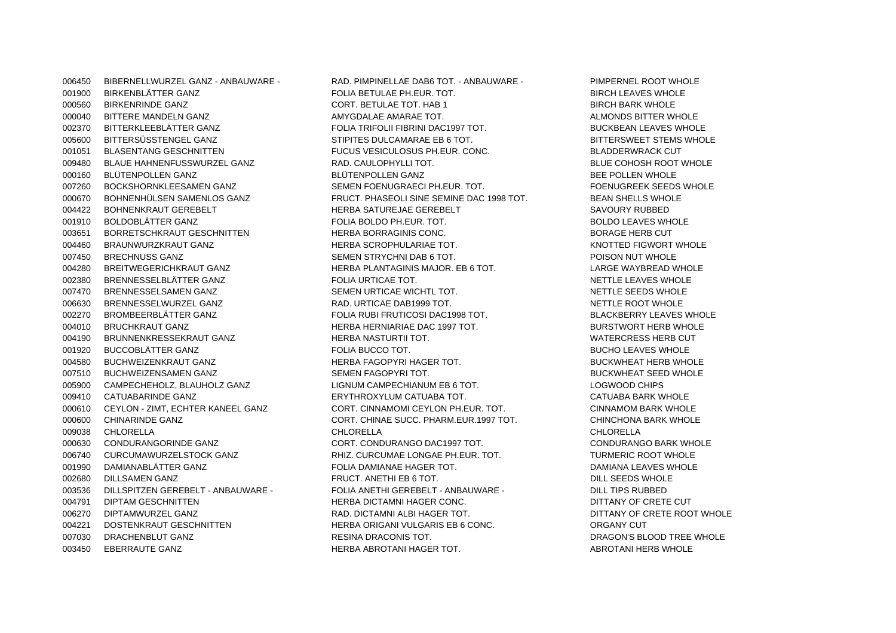| | | | |
|---|---|---|---|
| 006450 | BIBERNELLWURZEL GANZ - ANBAUWARE - | RAD. PIMPINELLAE DAB6 TOT. - ANBAUWARE - | PIMPERNEL ROOT WHOLE |
| 001900 | BIRKENBLÄTTER GANZ | FOLIA BETULAE PH.EUR. TOT. | BIRCH LEAVES WHOLE |
| 000560 | BIRKENRINDE GANZ | CORT. BETULAE TOT. HAB 1 | BIRCH BARK WHOLE |
| 000040 | BITTERE MANDELN GANZ | AMYGDALAE AMARAE TOT. | ALMONDS BITTER WHOLE |
| 002370 | BITTERKLEEBLÄTTER GANZ | FOLIA TRIFOLII FIBRINI DAC1997 TOT. | BUCKBEAN LEAVES WHOLE |
| 005600 | BITTERSÜSSTENGEL GANZ | STIPITES DULCAMARAE EB 6 TOT. | BITTERSWEET STEMS WHOLE |
| 001051 | BLASENTANG GESCHNITTEN | FUCUS VESICULOSUS PH.EUR. CONC. | BLADDERWRACK CUT |
| 009480 | BLAUE HAHNENFUSSWURZEL GANZ | RAD. CAULOPHYLLI TOT. | BLUE COHOSH ROOT WHOLE |
| 000160 | BLÜTENPOLLEN GANZ | BLÜTENPOLLEN GANZ | BEE POLLEN WHOLE |
| 007260 | BOCKSHORNKLEESAMEN GANZ | SEMEN FOENUGRAECI PH.EUR. TOT. | FOENUGREEK SEEDS WHOLE |
| 000670 | BOHNENHÜLSEN SAMENLOS GANZ | FRUCT. PHASEOLI SINE SEMINE DAC 1998 TOT. | BEAN SHELLS WHOLE |
| 004422 | BOHNENKRAUT GEREBELT | HERBA SATUREJAE GEREBELT | SAVOURY RUBBED |
| 001910 | BOLDOBLÄTTER GANZ | FOLIA BOLDO PH.EUR. TOT. | BOLDO LEAVES WHOLE |
| 003651 | BORRETSCHKRAUT GESCHNITTEN | HERBA BORRAGINIS CONC. | BORAGE HERB CUT |
| 004460 | BRAUNWURZKRAUT GANZ | HERBA SCROPHULARIAE TOT. | KNOTTED FIGWORT WHOLE |
| 007450 | BRECHNUSS GANZ | SEMEN STRYCHNI DAB 6 TOT. | POISON NUT WHOLE |
| 004280 | BREITWEGERICHKRAUT GANZ | HERBA PLANTAGINIS MAJOR. EB 6 TOT. | LARGE WAYBREAD WHOLE |
| 002380 | BRENNESSELBLÄTTER GANZ | FOLIA URTICAE TOT. | NETTLE LEAVES WHOLE |
| 007470 | BRENNESSELSAMEN GANZ | SEMEN URTICAE WICHTL TOT. | NETTLE SEEDS WHOLE |
| 006630 | BRENNESSELWURZEL GANZ | RAD. URTICAE DAB1999 TOT. | NETTLE ROOT WHOLE |
| 002270 | BROMBEERBLÄTTER GANZ | FOLIA RUBI FRUTICOSI DAC1998 TOT. | BLACKBERRY LEAVES WHOLE |
| 004010 | BRUCHKRAUT GANZ | HERBA HERNIARIAE DAC 1997 TOT. | BURSTWORT HERB WHOLE |
| 004190 | BRUNNENKRESSEKRAUT GANZ | HERBA NASTURTII TOT. | WATERCRESS HERB CUT |
| 001920 | BUCCOBLÄTTER GANZ | FOLIA BUCCO TOT. | BUCHO LEAVES WHOLE |
| 004580 | BUCHWEIZENKRAUT GANZ | HERBA FAGOPYRI HAGER TOT. | BUCKWHEAT HERB WHOLE |
| 007510 | BUCHWEIZENSAMEN GANZ | SEMEN FAGOPYRI TOT. | BUCKWHEAT SEED WHOLE |
| 005900 | CAMPECHEHOLZ, BLAUHOLZ GANZ | LIGNUM CAMPECHIANUM EB 6 TOT. | LOGWOOD CHIPS |
| 009410 | CATUABARINDE GANZ | ERYTHROXYLUM CATUABA TOT. | CATUABA BARK WHOLE |
| 000610 | CEYLON - ZIMT, ECHTER KANEEL GANZ | CORT. CINNAMOMI CEYLON PH.EUR. TOT. | CINNAMOM BARK WHOLE |
| 000600 | CHINARINDE GANZ | CORT. CHINAE SUCC. PHARM.EUR.1997 TOT. | CHINCHONA BARK WHOLE |
| 009038 | CHLORELLA | CHLORELLA | CHLORELLA |
| 000630 | CONDURANGORINDE GANZ | CORT. CONDURANGO DAC1997 TOT. | CONDURANGO BARK WHOLE |
| 006740 | CURCUMAWURZELSTOCK GANZ | RHIZ. CURCUMAE LONGAE PH.EUR. TOT. | TURMERIC ROOT WHOLE |
| 001990 | DAMIANABLÄTTER GANZ | FOLIA DAMIANAE HAGER TOT. | DAMIANA LEAVES WHOLE |
| 002680 | DILLSAMEN GANZ | FRUCT. ANETHI EB 6 TOT. | DILL SEEDS WHOLE |
| 003536 | DILLSPITZEN GEREBELT - ANBAUWARE - | FOLIA ANETHI GEREBELT - ANBAUWARE - | DILL TIPS RUBBED |
| 004791 | DIPTAM GESCHNITTEN | HERBA DICTAMNI HAGER CONC. | DITTANY OF CRETE CUT |
| 006270 | DIPTAMWURZEL GANZ | RAD. DICTAMNI ALBI HAGER TOT. | DITTANY OF CRETE ROOT WHOLE |
| 004221 | DOSTENKRAUT GESCHNITTEN | HERBA ORIGANI VULGARIS EB 6 CONC. | ORGANY CUT |
| 007030 | DRACHENBLUT GANZ | RESINA DRACONIS TOT. | DRAGON'S BLOOD TREE WHOLE |
| 003450 | EBERRAUTE GANZ | HERBA ABROTANI HAGER TOT. | ABROTANI HERB WHOLE |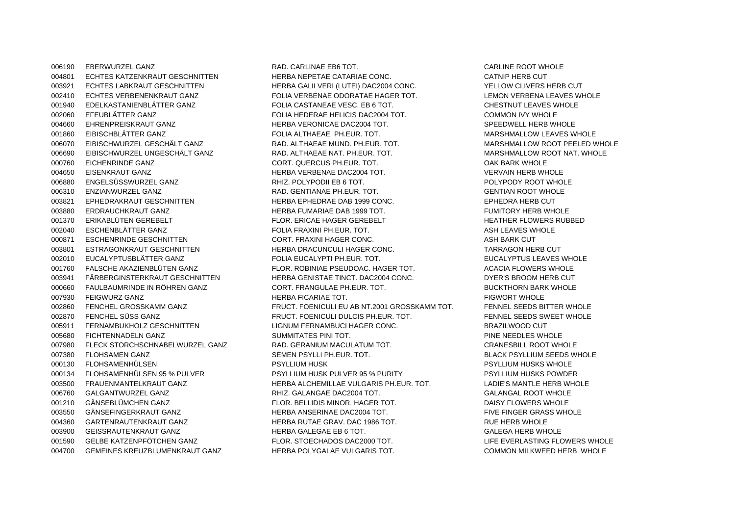| | | | |
|---|---|---|---|
| 006190 | EBERWURZEL GANZ | RAD. CARLINAE EB6 TOT. | CARLINE ROOT WHOLE |
| 004801 | ECHTES KATZENKRAUT GESCHNITTEN | HERBA NEPETAE CATARIAE CONC. | CATNIP HERB CUT |
| 003921 | ECHTES LABKRAUT GESCHNITTEN | HERBA GALII VERI (LUTEI) DAC2004 CONC. | YELLOW CLIVERS HERB CUT |
| 002410 | ECHTES VERBENENKRAUT GANZ | FOLIA VERBENAE ODORATAE HAGER TOT. | LEMON VERBENA LEAVES WHOLE |
| 001940 | EDELKASTANIENBLÄTTER GANZ | FOLIA CASTANEAE VESC. EB 6 TOT. | CHESTNUT LEAVES WHOLE |
| 002060 | EFEUBLÄTTER GANZ | FOLIA HEDERAE HELICIS DAC2004 TOT. | COMMON IVY WHOLE |
| 004660 | EHRENPREISKRAUT GANZ | HERBA VERONICAE DAC2004 TOT. | SPEEDWELL HERB WHOLE |
| 001860 | EIBISCHBLÄTTER GANZ | FOLIA ALTHAEAE PH.EUR. TOT. | MARSHMALLOW LEAVES WHOLE |
| 006070 | EIBISCHWURZEL GESCHÄLT GANZ | RAD. ALTHAEAE MUND. PH.EUR. TOT. | MARSHMALLOW ROOT PEELED WHOLE |
| 006690 | EIBISCHWURZEL UNGESCHÄLT GANZ | RAD. ALTHAEAE NAT. PH.EUR. TOT. | MARSHMALLOW ROOT NAT. WHOLE |
| 000760 | EICHENRINDE GANZ | CORT. QUERCUS PH.EUR. TOT. | OAK BARK WHOLE |
| 004650 | EISENKRAUT GANZ | HERBA VERBENAE DAC2004 TOT. | VERVAIN HERB WHOLE |
| 006880 | ENGELSÜSSWURZEL GANZ | RHIZ. POLYPODII EB 6 TOT. | POLYPODY ROOT WHOLE |
| 006310 | ENZIANWURZEL GANZ | RAD. GENTIANAE PH.EUR. TOT. | GENTIAN ROOT WHOLE |
| 003821 | EPHEDRAKRAUT GESCHNITTEN | HERBA EPHEDRAE DAB 1999 CONC. | EPHEDRA HERB CUT |
| 003880 | ERDRAUCHKRAUT GANZ | HERBA FUMARIAE DAB 1999 TOT. | FUMITORY HERB WHOLE |
| 001370 | ERIKABLÜTEN GEREBELT | FLOR. ERICAE HAGER GEREBELT | HEATHER FLOWERS RUBBED |
| 002040 | ESCHENBLÄTTER GANZ | FOLIA FRAXINI PH.EUR. TOT. | ASH LEAVES WHOLE |
| 000871 | ESCHENRINDE GESCHNITTEN | CORT. FRAXINI HAGER CONC. | ASH BARK CUT |
| 003801 | ESTRAGONKRAUT GESCHNITTEN | HERBA DRACUNCULI HAGER CONC. | TARRAGON HERB CUT |
| 002010 | EUCALYPTUSBLÄTTER GANZ | FOLIA EUCALYPTI PH.EUR. TOT. | EUCALYPTUS LEAVES WHOLE |
| 001760 | FALSCHE AKAZIENBLÜTEN GANZ | FLOR. ROBINIAE PSEUDOAC. HAGER TOT. | ACACIA FLOWERS WHOLE |
| 003941 | FÄRBERGINSTERKRAUT GESCHNITTEN | HERBA GENISTAE TINCT. DAC2004 CONC. | DYER'S BROOM HERB CUT |
| 000660 | FAULBAUMRINDE IN RÖHREN GANZ | CORT. FRANGULAE PH.EUR. TOT. | BUCKTHORN BARK WHOLE |
| 007930 | FEIGWURZ GANZ | HERBA FICARIAE TOT. | FIGWORT WHOLE |
| 002860 | FENCHEL GROSSKAMM GANZ | FRUCT. FOENICULI EU AB NT.2001 GROSSKAMM TOT. | FENNEL SEEDS BITTER WHOLE |
| 002870 | FENCHEL SÜSS GANZ | FRUCT. FOENICULI DULCIS PH.EUR. TOT. | FENNEL SEEDS SWEET WHOLE |
| 005911 | FERNAMBUKHOLZ GESCHNITTEN | LIGNUM FERNAMBUCI HAGER CONC. | BRAZILWOOD CUT |
| 005680 | FICHTENNADELN GANZ | SUMMITATES PINI TOT. | PINE NEEDLES WHOLE |
| 007980 | FLECK STORCHSCHNABELWURZEL GANZ | RAD. GERANIUM MACULATUM TOT. | CRANESBILL ROOT WHOLE |
| 007380 | FLOHSAMEN GANZ | SEMEN PSYLLI PH.EUR. TOT. | BLACK PSYLLIUM SEEDS WHOLE |
| 000130 | FLOHSAMENHÜLSEN | PSYLLIUM HUSK | PSYLLIUM HUSKS WHOLE |
| 000134 | FLOHSAMENHÜLSEN 95 % PULVER | PSYLLIUM HUSK PULVER 95 % PURITY | PSYLLIUM HUSKS POWDER |
| 003500 | FRAUENMANTELKRAUT GANZ | HERBA ALCHEMILLAE VULGARIS PH.EUR. TOT. | LADIE'S MANTLE HERB WHOLE |
| 006760 | GALGANTWURZEL GANZ | RHIZ. GALANGAE DAC2004 TOT. | GALANGAL ROOT WHOLE |
| 001210 | GÄNSEBLÜMCHEN GANZ | FLOR. BELLIDIS MINOR. HAGER TOT. | DAISY FLOWERS WHOLE |
| 003550 | GÄNSEFINGERKRAUT GANZ | HERBA ANSERINAE DAC2004 TOT. | FIVE FINGER GRASS WHOLE |
| 004360 | GARTENRAUTENKRAUT GANZ | HERBA RUTAE GRAV. DAC 1986 TOT. | RUE HERB WHOLE |
| 003900 | GEISSRAUTENKRAUT GANZ | HERBA GALEGAE EB 6 TOT. | GALEGA HERB WHOLE |
| 001590 | GELBE KATZENPFÖTCHEN GANZ | FLOR. STOECHADOS DAC2000 TOT. | LIFE EVERLASTING FLOWERS WHOLE |
| 004700 | GEMEINES KREUZBLUMENKRAUT GANZ | HERBA POLYGALAE VULGARIS TOT. | COMMON MILKWEED HERB WHOLE |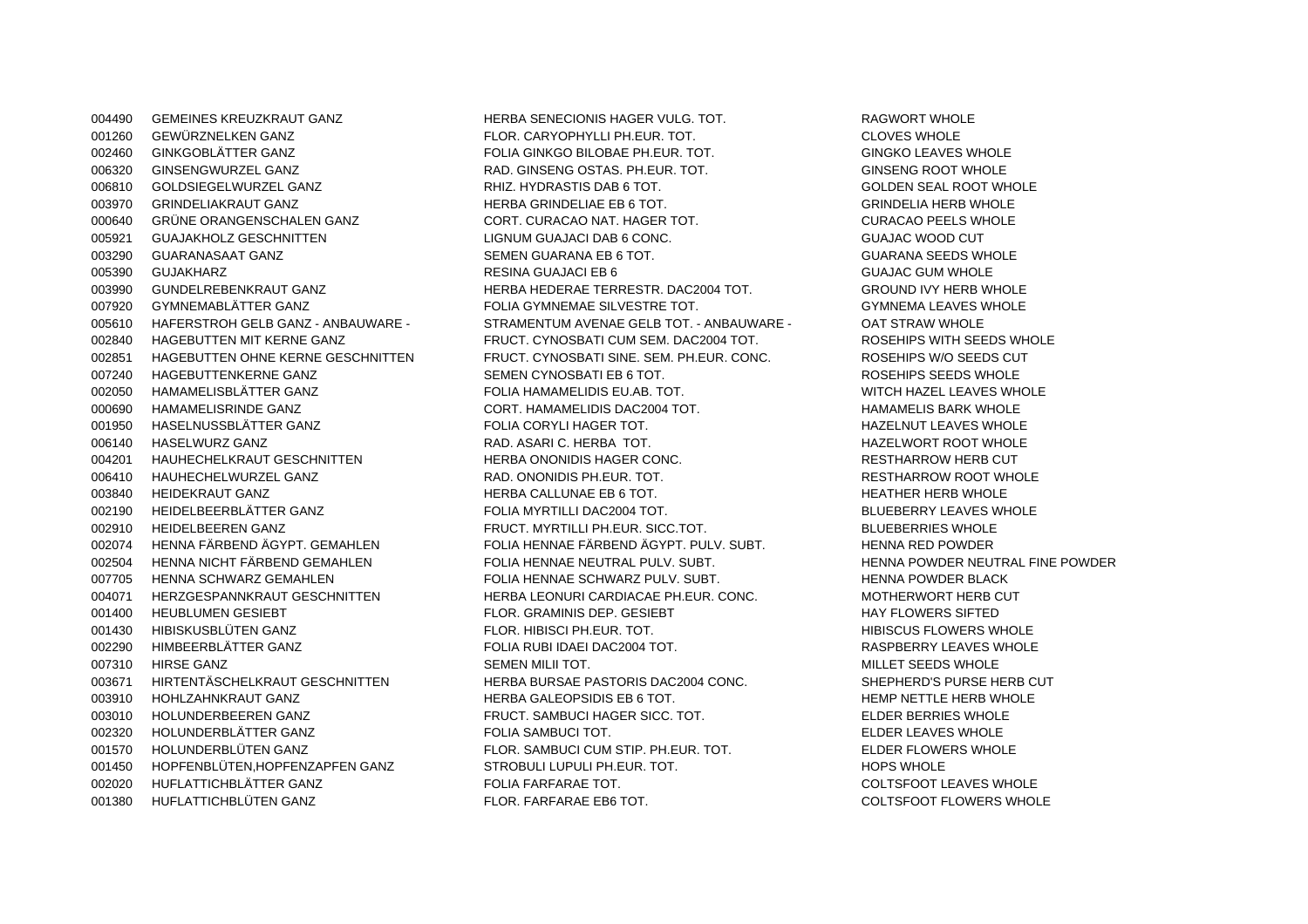| | | | |
|---|---|---|---|
| 004490 | GEMEINES KREUZKRAUT GANZ | HERBA SENECIONIS HAGER VULG. TOT. | RAGWORT WHOLE |
| 001260 | GEWÜRZNELKEN GANZ | FLOR. CARYOPHYLLI PH.EUR. TOT. | CLOVES WHOLE |
| 002460 | GINKGOBLÄTTER GANZ | FOLIA GINKGO BILOBAE PH.EUR. TOT. | GINGKO LEAVES WHOLE |
| 006320 | GINSENGWURZEL GANZ | RAD. GINSENG OSTAS. PH.EUR. TOT. | GINSENG ROOT WHOLE |
| 006810 | GOLDSIEGELWURZEL GANZ | RHIZ. HYDRASTIS DAB 6 TOT. | GOLDEN SEAL ROOT WHOLE |
| 003970 | GRINDELIAKRAUT GANZ | HERBA GRINDELIAE EB 6 TOT. | GRINDELIA HERB WHOLE |
| 000640 | GRÜNE ORANGENSCHALEN GANZ | CORT. CURACAO NAT. HAGER TOT. | CURACAO PEELS WHOLE |
| 005921 | GUAJAKHOLZ GESCHNITTEN | LIGNUM GUAJACI DAB 6 CONC. | GUAJAC WOOD CUT |
| 003290 | GUARANASAAT GANZ | SEMEN GUARANA EB 6 TOT. | GUARANA SEEDS WHOLE |
| 005390 | GUJAKHARZ | RESINA GUAJACI EB 6 | GUAJAC GUM WHOLE |
| 003990 | GUNDELREBENKRAUT GANZ | HERBA HEDERAE TERRESTR. DAC2004 TOT. | GROUND IVY HERB WHOLE |
| 007920 | GYMNEMABLÄTTER GANZ | FOLIA GYMNEMAE SILVESTRE TOT. | GYMNEMA LEAVES WHOLE |
| 005610 | HAFERSTROH GELB GANZ - ANBAUWARE - | STRAMENTUM AVENAE GELB TOT. - ANBAUWARE - | OAT STRAW WHOLE |
| 002840 | HAGEBUTTEN MIT KERNE GANZ | FRUCT. CYNOSBATI CUM SEM. DAC2004 TOT. | ROSEHIPS WITH SEEDS WHOLE |
| 002851 | HAGEBUTTEN OHNE KERNE GESCHNITTEN | FRUCT. CYNOSBATI SINE. SEM. PH.EUR. CONC. | ROSEHIPS W/O SEEDS CUT |
| 007240 | HAGEBUTTENKERNE GANZ | SEMEN CYNOSBATI EB 6 TOT. | ROSEHIPS SEEDS WHOLE |
| 002050 | HAMAMELISBLÄTTER GANZ | FOLIA HAMAMELIDIS EU.AB. TOT. | WITCH HAZEL LEAVES WHOLE |
| 000690 | HAMAMELISRINDE GANZ | CORT. HAMAMELIDIS DAC2004 TOT. | HAMAMELIS BARK WHOLE |
| 001950 | HASELNUSSBLÄTTER GANZ | FOLIA CORYLI HAGER TOT. | HAZELNUT LEAVES WHOLE |
| 006140 | HASELWURZ GANZ | RAD. ASARI C. HERBA TOT. | HAZELWORT ROOT WHOLE |
| 004201 | HAUHECHELKRAUT GESCHNITTEN | HERBA ONONIDIS HAGER CONC. | RESTHARROW HERB CUT |
| 006410 | HAUHECHELWURZEL GANZ | RAD. ONONIDIS PH.EUR. TOT. | RESTHARROW ROOT WHOLE |
| 003840 | HEIDEKRAUT GANZ | HERBA CALLUNAE EB 6 TOT. | HEATHER HERB WHOLE |
| 002190 | HEIDELBEERBLÄTTER GANZ | FOLIA MYRTILLI DAC2004 TOT. | BLUEBERRY LEAVES WHOLE |
| 002910 | HEIDELBEEREN GANZ | FRUCT. MYRTILLI PH.EUR. SICC.TOT. | BLUEBERRIES WHOLE |
| 002074 | HENNA FÄRBEND ÄGYPT. GEMAHLEN | FOLIA HENNAE FÄRBEND ÄGYPT. PULV. SUBT. | HENNA RED POWDER |
| 002504 | HENNA NICHT FÄRBEND GEMAHLEN | FOLIA HENNAE NEUTRAL PULV. SUBT. | HENNA POWDER NEUTRAL FINE POWDER |
| 007705 | HENNA SCHWARZ GEMAHLEN | FOLIA HENNAE SCHWARZ PULV. SUBT. | HENNA POWDER BLACK |
| 004071 | HERZGESPANNKRAUT GESCHNITTEN | HERBA LEONURI CARDIACAE PH.EUR. CONC. | MOTHERWORT HERB CUT |
| 001400 | HEUBLUMEN GESIEBT | FLOR. GRAMINIS DEP. GESIEBT | HAY FLOWERS SIFTED |
| 001430 | HIBISKUSBLÜTEN GANZ | FLOR. HIBISCI PH.EUR. TOT. | HIBISCUS FLOWERS WHOLE |
| 002290 | HIMBEERBLÄTTER GANZ | FOLIA RUBI IDAEI DAC2004 TOT. | RASPBERRY LEAVES WHOLE |
| 007310 | HIRSE GANZ | SEMEN MILII TOT. | MILLET SEEDS WHOLE |
| 003671 | HIRTENTÄSCHELKRAUT GESCHNITTEN | HERBA BURSAE PASTORIS DAC2004 CONC. | SHEPHERD'S PURSE HERB CUT |
| 003910 | HOHLZAHNKRAUT GANZ | HERBA GALEOPSIDIS EB 6 TOT. | HEMP NETTLE HERB WHOLE |
| 003010 | HOLUNDERBEEREN GANZ | FRUCT. SAMBUCI HAGER SICC. TOT. | ELDER BERRIES WHOLE |
| 002320 | HOLUNDERBLÄTTER GANZ | FOLIA SAMBUCI TOT. | ELDER LEAVES WHOLE |
| 001570 | HOLUNDERBLÜTEN GANZ | FLOR. SAMBUCI CUM STIP. PH.EUR. TOT. | ELDER FLOWERS WHOLE |
| 001450 | HOPFENBLÜTEN,HOPFENZAPFEN GANZ | STROBULI LUPULI PH.EUR. TOT. | HOPS WHOLE |
| 002020 | HUFLATTICHBLÄTTER GANZ | FOLIA FARFARAE TOT. | COLTSFOOT LEAVES WHOLE |
| 001380 | HUFLATTICHBLÜTEN GANZ | FLOR. FARFARAE EB6 TOT. | COLTSFOOT FLOWERS WHOLE |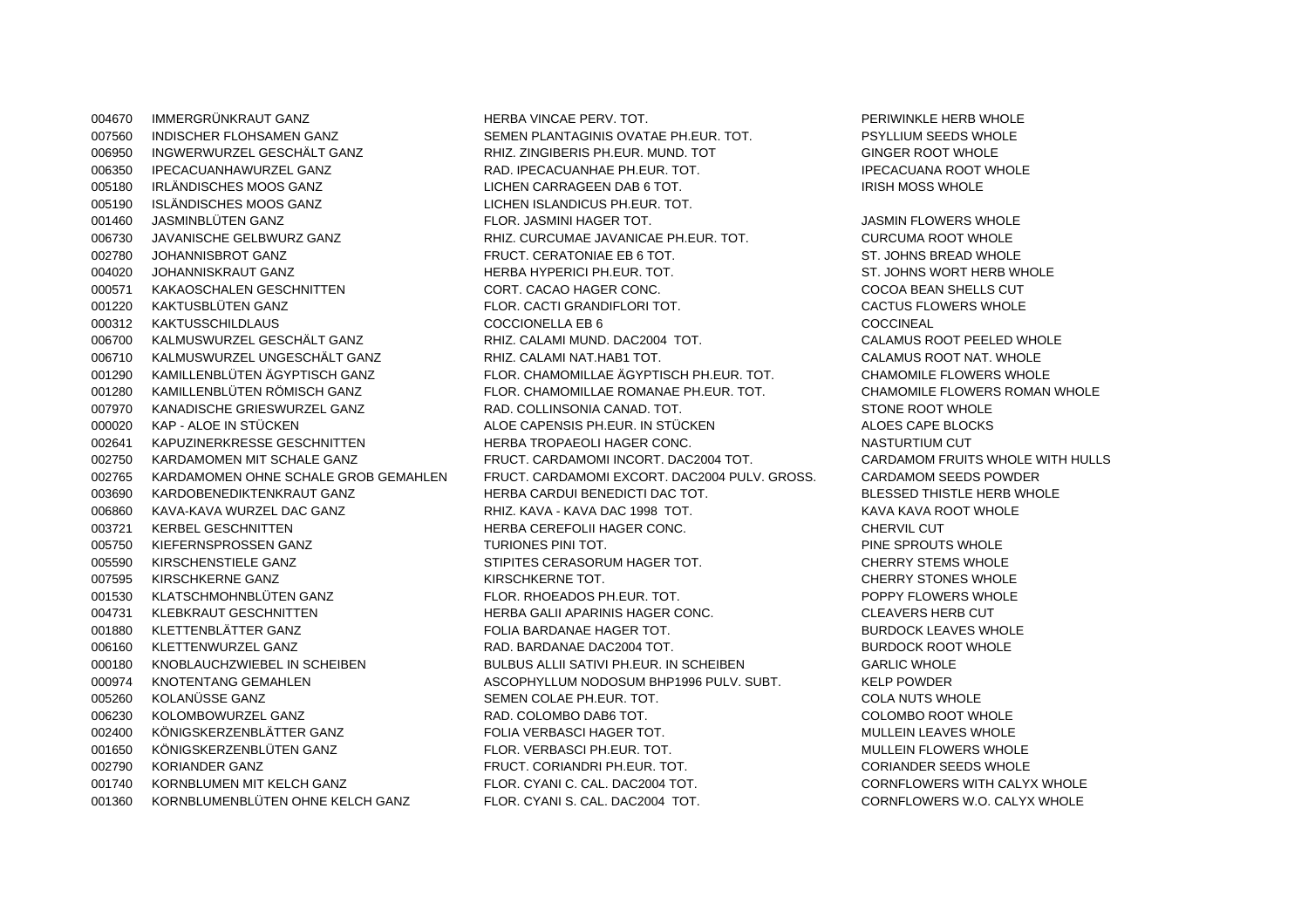| | | | |
|---|---|---|---|
| 004670 | IMMERGRÜNKRAUT GANZ | HERBA VINCAE PERV. TOT. | PERIWINKLE HERB WHOLE |
| 007560 | INDISCHER FLOHSAMEN GANZ | SEMEN PLANTAGINIS OVATAE PH.EUR. TOT. | PSYLLIUM SEEDS WHOLE |
| 006950 | INGWERWURZEL GESCHÄLT GANZ | RHIZ. ZINGIBERIS PH.EUR. MUND. TOT | GINGER ROOT WHOLE |
| 006350 | IPECACUANHAWURZEL GANZ | RAD. IPECACUANHAE PH.EUR. TOT. | IPECACUANA ROOT WHOLE |
| 005180 | IRLÄNDISCHES MOOS GANZ | LICHEN CARRAGEEN DAB 6 TOT. | IRISH MOSS WHOLE |
| 005190 | ISLÄNDISCHES MOOS GANZ | LICHEN ISLANDICUS PH.EUR. TOT. | |
| 001460 | JASMINBLÜTEN GANZ | FLOR. JASMINI HAGER TOT. | JASMIN FLOWERS WHOLE |
| 006730 | JAVANISCHE GELBWURZ GANZ | RHIZ. CURCUMAE JAVANICAE PH.EUR. TOT. | CURCUMA ROOT WHOLE |
| 002780 | JOHANNISBROT GANZ | FRUCT. CERATONIAE EB 6 TOT. | ST. JOHNS BREAD WHOLE |
| 004020 | JOHANNISKRAUT GANZ | HERBA HYPERICI PH.EUR. TOT. | ST. JOHNS WORT HERB WHOLE |
| 000571 | KAKAOSCHALEN GESCHNITTEN | CORT. CACAO HAGER CONC. | COCOA BEAN SHELLS CUT |
| 001220 | KAKTUSBLÜTEN GANZ | FLOR. CACTI GRANDIFLORI TOT. | CACTUS FLOWERS WHOLE |
| 000312 | KAKTUSSCHILDLAUS | COCCIONELLA EB 6 | COCCINEAL |
| 006700 | KALMUSWURZEL GESCHÄLT GANZ | RHIZ. CALAMI MUND. DAC2004 TOT. | CALAMUS ROOT PEELED WHOLE |
| 006710 | KALMUSWURZEL UNGESCHÄLT GANZ | RHIZ. CALAMI NAT.HAB1 TOT. | CALAMUS ROOT NAT. WHOLE |
| 001290 | KAMILLENBLÜTEN ÄGYPTISCH GANZ | FLOR. CHAMOMILLAE ÄGYPTISCH PH.EUR. TOT. | CHAMOMILE FLOWERS WHOLE |
| 001280 | KAMILLENBLÜTEN RÖMISCH GANZ | FLOR. CHAMOMILLAE ROMANAE PH.EUR. TOT. | CHAMOMILE FLOWERS ROMAN WHOLE |
| 007970 | KANADISCHE GRIESWURZEL GANZ | RAD. COLLINSONIA CANAD. TOT. | STONE ROOT WHOLE |
| 000020 | KAP - ALOE IN STÜCKEN | ALOE CAPENSIS PH.EUR. IN STÜCKEN | ALOES CAPE BLOCKS |
| 002641 | KAPUZINERKRESSE GESCHNITTEN | HERBA TROPAEOLI HAGER CONC. | NASTURTIUM CUT |
| 002750 | KARDAMOMEN MIT SCHALE GANZ | FRUCT. CARDAMOMI INCORT. DAC2004 TOT. | CARDAMOM FRUITS WHOLE WITH HULLS |
| 002765 | KARDAMOMEN OHNE SCHALE GROB GEMAHLEN | FRUCT. CARDAMOMI EXCORT. DAC2004 PULV. GROSS. | CARDAMOM SEEDS POWDER |
| 003690 | KARDOBENEDIKTENKRAUT GANZ | HERBA CARDUI BENEDICTI DAC TOT. | BLESSED THISTLE HERB WHOLE |
| 006860 | KAVA-KAVA WURZEL DAC GANZ | RHIZ. KAVA - KAVA DAC 1998 TOT. | KAVA KAVA ROOT WHOLE |
| 003721 | KERBEL GESCHNITTEN | HERBA CEREFOLII HAGER CONC. | CHERVIL CUT |
| 005750 | KIEFERNSPROSSEN GANZ | TURIONES PINI TOT. | PINE SPROUTS WHOLE |
| 005590 | KIRSCHENSTIELE GANZ | STIPITES CERASORUM HAGER TOT. | CHERRY STEMS WHOLE |
| 007595 | KIRSCHKERNE GANZ | KIRSCHKERNE TOT. | CHERRY STONES WHOLE |
| 001530 | KLATSCHMOHNBLÜTEN GANZ | FLOR. RHOEADOS PH.EUR. TOT. | POPPY FLOWERS WHOLE |
| 004731 | KLEBKRAUT GESCHNITTEN | HERBA GALII APARINIS HAGER CONC. | CLEAVERS HERB CUT |
| 001880 | KLETTENBLÄTTER GANZ | FOLIA BARDANAE HAGER TOT. | BURDOCK LEAVES WHOLE |
| 006160 | KLETTENWURZEL GANZ | RAD. BARDANAE DAC2004 TOT. | BURDOCK ROOT WHOLE |
| 000180 | KNOBLAUCHZWIEBEL IN SCHEIBEN | BULBUS ALLII SATIVI PH.EUR. IN SCHEIBEN | GARLIC WHOLE |
| 000974 | KNOTENTANG GEMAHLEN | ASCOPHYLLUM NODOSUM BHP1996 PULV. SUBT. | KELP POWDER |
| 005260 | KOLANÜSSE GANZ | SEMEN COLAE PH.EUR. TOT. | COLA NUTS WHOLE |
| 006230 | KOLOMBOWURZEL GANZ | RAD. COLOMBO DAB6 TOT. | COLOMBO ROOT WHOLE |
| 002400 | KÖNIGSKERZENBLÄTTER GANZ | FOLIA VERBASCI HAGER TOT. | MULLEIN LEAVES WHOLE |
| 001650 | KÖNIGSKERZENBLÜTEN GANZ | FLOR. VERBASCI PH.EUR. TOT. | MULLEIN FLOWERS WHOLE |
| 002790 | KORIANDER GANZ | FRUCT. CORIANDRI PH.EUR. TOT. | CORIANDER SEEDS WHOLE |
| 001740 | KORNBLUMEN MIT KELCH GANZ | FLOR. CYANI C. CAL. DAC2004 TOT. | CORNFLOWERS WITH CALYX WHOLE |
| 001360 | KORNBLUMENBLÜTEN OHNE KELCH GANZ | FLOR. CYANI S. CAL. DAC2004 TOT. | CORNFLOWERS W.O. CALYX WHOLE |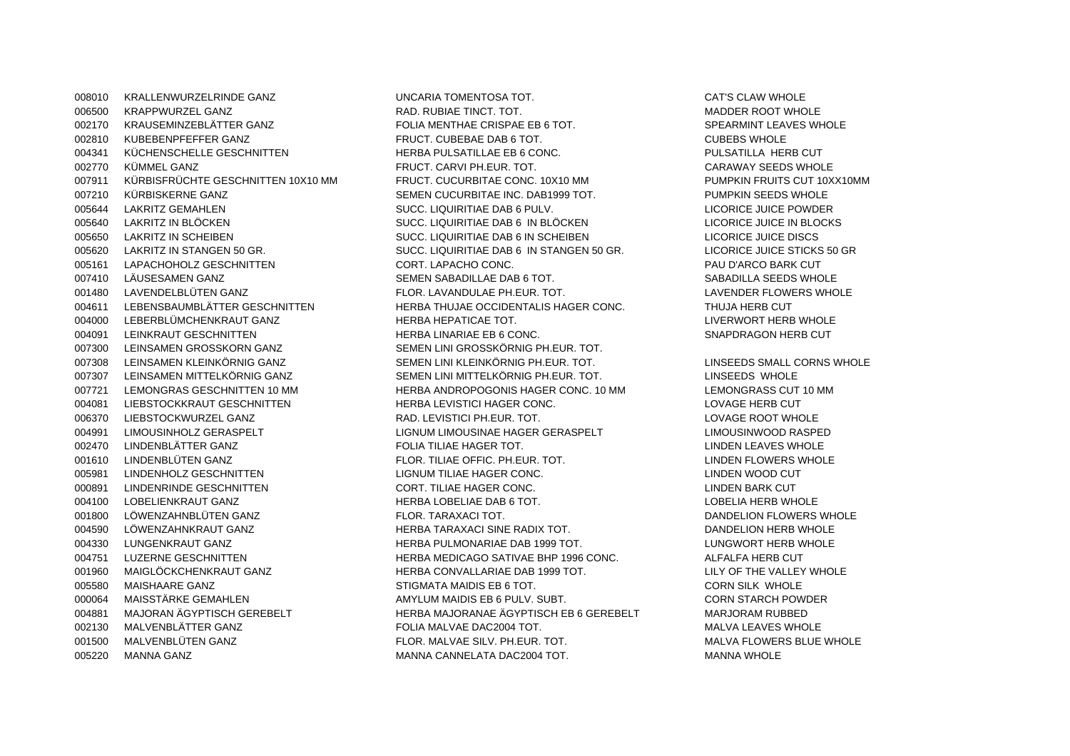| | | | |
|---|---|---|---|
| 008010 | KRALLENWURZELRINDE GANZ | UNCARIA TOMENTOSA TOT. | CAT'S CLAW WHOLE |
| 006500 | KRAPPWURZEL GANZ | RAD. RUBIAE TINCT. TOT. | MADDER ROOT WHOLE |
| 002170 | KRAUSEMINZEBLÄTTER GANZ | FOLIA MENTHAE CRISPAE EB 6 TOT. | SPEARMINT LEAVES WHOLE |
| 002810 | KUBEBENPFEFFER GANZ | FRUCT. CUBEBAE DAB 6 TOT. | CUBEBS WHOLE |
| 004341 | KÜCHENSCHELLE GESCHNITTEN | HERBA PULSATILLAE EB 6 CONC. | PULSATILLA HERB CUT |
| 002770 | KÜMMEL GANZ | FRUCT. CARVI PH.EUR. TOT. | CARAWAY SEEDS WHOLE |
| 007911 | KÜRBISFRÜCHTE GESCHNITTEN 10X10 MM | FRUCT. CUCURBITAE CONC. 10X10 MM | PUMPKIN FRUITS CUT 10XX10MM |
| 007210 | KÜRBISKERNE GANZ | SEMEN CUCURBITAE INC. DAB1999 TOT. | PUMPKIN SEEDS WHOLE |
| 005644 | LAKRITZ GEMAHLEN | SUCC. LIQUIRITIAE DAB 6 PULV. | LICORICE JUICE POWDER |
| 005640 | LAKRITZ IN BLÖCKEN | SUCC. LIQUIRITIAE DAB 6 IN BLÖCKEN | LICORICE JUICE IN BLOCKS |
| 005650 | LAKRITZ IN SCHEIBEN | SUCC. LIQUIRITIAE DAB 6 IN SCHEIBEN | LICORICE JUICE DISCS |
| 005620 | LAKRITZ IN STANGEN 50 GR. | SUCC. LIQUIRITIAE DAB 6 IN STANGEN 50 GR. | LICORICE JUICE STICKS 50 GR |
| 005161 | LAPACHOHOLZ GESCHNITTEN | CORT. LAPACHO CONC. | PAU D'ARCO BARK CUT |
| 007410 | LÄUSESAMEN GANZ | SEMEN SABADILLAE DAB 6 TOT. | SABADILLA SEEDS WHOLE |
| 001480 | LAVENDELBLÜTEN GANZ | FLOR. LAVANDULAE PH.EUR. TOT. | LAVENDER FLOWERS WHOLE |
| 004611 | LEBENSBAUMBLÄTTER GESCHNITTEN | HERBA THUJAE OCCIDENTALIS HAGER CONC. | THUJA HERB CUT |
| 004000 | LEBERBLÜMCHENKRAUT GANZ | HERBA HEPATICAE TOT. | LIVERWORT HERB WHOLE |
| 004091 | LEINKRAUT GESCHNITTEN | HERBA LINARIAE EB 6 CONC. | SNAPDRAGON HERB CUT |
| 007300 | LEINSAMEN GROSSKORN GANZ | SEMEN LINI GROSSKÖRNIG PH.EUR. TOT. | |
| 007308 | LEINSAMEN KLEINKÖRNIG GANZ | SEMEN LINI KLEINKÖRNIG PH.EUR. TOT. | LINSEEDS SMALL CORNS WHOLE |
| 007307 | LEINSAMEN MITTELKÖRNIG GANZ | SEMEN LINI MITTELKÖRNIG PH.EUR. TOT. | LINSEEDS WHOLE |
| 007721 | LEMONGRAS GESCHNITTEN 10 MM | HERBA ANDROPOGONIS HAGER CONC. 10 MM | LEMONGRASS CUT 10 MM |
| 004081 | LIEBSTOCKKRAUT GESCHNITTEN | HERBA LEVISTICI HAGER CONC. | LOVAGE HERB CUT |
| 006370 | LIEBSTOCKWURZEL GANZ | RAD. LEVISTICI PH.EUR. TOT. | LOVAGE ROOT WHOLE |
| 004991 | LIMOUSINHOLZ GERASPELT | LIGNUM LIMOUSINAE HAGER GERASPELT | LIMOUSINWOOD RASPED |
| 002470 | LINDENBLÄTTER GANZ | FOLIA TILIAE HAGER TOT. | LINDEN LEAVES WHOLE |
| 001610 | LINDENBLÜTEN GANZ | FLOR. TILIAE OFFIC. PH.EUR. TOT. | LINDEN FLOWERS WHOLE |
| 005981 | LINDENHOLZ GESCHNITTEN | LIGNUM TILIAE HAGER CONC. | LINDEN WOOD CUT |
| 000891 | LINDENRINDE GESCHNITTEN | CORT. TILIAE HAGER CONC. | LINDEN BARK CUT |
| 004100 | LOBELIENKRAUT GANZ | HERBA LOBELIAE DAB 6 TOT. | LOBELIA HERB WHOLE |
| 001800 | LÖWENZAHNBLÜTEN GANZ | FLOR. TARAXACI TOT. | DANDELION FLOWERS WHOLE |
| 004590 | LÖWENZAHNKRAUT GANZ | HERBA TARAXACI SINE RADIX TOT. | DANDELION HERB WHOLE |
| 004330 | LUNGENKRAUT GANZ | HERBA PULMONARIAE DAB 1999 TOT. | LUNGWORT HERB WHOLE |
| 004751 | LUZERNE GESCHNITTEN | HERBA MEDICAGO SATIVAE BHP 1996 CONC. | ALFALFA HERB CUT |
| 001960 | MAIGLÖCKCHENKRAUT GANZ | HERBA CONVALLARIAE DAB 1999 TOT. | LILY OF THE VALLEY WHOLE |
| 005580 | MAISHAARE GANZ | STIGMATA MAIDIS EB 6 TOT. | CORN SILK WHOLE |
| 000064 | MAISSTÄRKE GEMAHLEN | AMYLUM MAIDIS EB 6 PULV. SUBT. | CORN STARCH POWDER |
| 004881 | MAJORAN ÄGYPTISCH GEREBELT | HERBA MAJORANAE ÄGYPTISCH EB 6 GEREBELT | MARJORAM RUBBED |
| 002130 | MALVENBLÄTTER GANZ | FOLIA MALVAE DAC2004 TOT. | MALVA LEAVES WHOLE |
| 001500 | MALVENBLÜTEN GANZ | FLOR. MALVAE SILV. PH.EUR. TOT. | MALVA FLOWERS BLUE WHOLE |
| 005220 | MANNA GANZ | MANNA CANNELATA DAC2004 TOT. | MANNA WHOLE |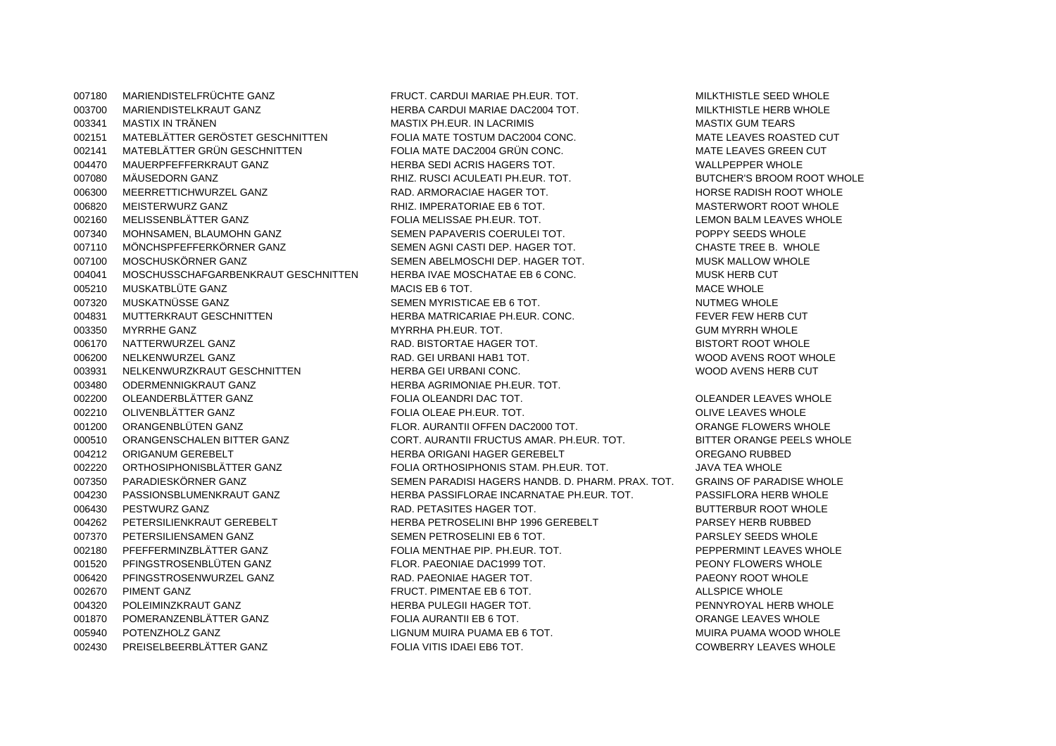| | | | |
|---|---|---|---|
| 007180 | MARIENDISTELFRÜCHTE GANZ | FRUCT. CARDUI MARIAE PH.EUR. TOT. | MILKTHISTLE SEED WHOLE |
| 003700 | MARIENDISTELKRAUT GANZ | HERBA CARDUI MARIAE DAC2004 TOT. | MILKTHISTLE HERB WHOLE |
| 003341 | MASTIX IN TRÄNEN | MASTIX PH.EUR. IN LACRIMIS | MASTIX GUM TEARS |
| 002151 | MATEBLÄTTER GERÖSTET GESCHNITTEN | FOLIA MATE TOSTUM DAC2004 CONC. | MATE LEAVES ROASTED CUT |
| 002141 | MATEBLÄTTER GRÜN GESCHNITTEN | FOLIA MATE DAC2004 GRÜN CONC. | MATE LEAVES GREEN CUT |
| 004470 | MAUERPFEFFERKRAUT GANZ | HERBA SEDI ACRIS HAGERS TOT. | WALLPEPPER WHOLE |
| 007080 | MÄUSEDORN GANZ | RHIZ. RUSCI ACULEATI PH.EUR. TOT. | BUTCHER'S BROOM ROOT WHOLE |
| 006300 | MEERRETTICHWURZEL GANZ | RAD. ARMORACIAE HAGER TOT. | HORSE RADISH ROOT WHOLE |
| 006820 | MEISTERWURZ GANZ | RHIZ. IMPERATORIAE EB 6 TOT. | MASTERWORT ROOT WHOLE |
| 002160 | MELISSENBLÄTTER GANZ | FOLIA MELISSAE PH.EUR. TOT. | LEMON BALM LEAVES WHOLE |
| 007340 | MOHNSAMEN, BLAUMOHN GANZ | SEMEN PAPAVERIS COERULEI TOT. | POPPY SEEDS WHOLE |
| 007110 | MÖNCHSPFEFFERKÖRNER GANZ | SEMEN AGNI CASTI DEP. HAGER TOT. | CHASTE TREE B. WHOLE |
| 007100 | MOSCHUSKÖRNER GANZ | SEMEN ABELMOSCHI DEP. HAGER TOT. | MUSK MALLOW WHOLE |
| 004041 | MOSCHUSSCHAFGARBENKRAUT GESCHNITTEN | HERBA IVAE MOSCHATAE EB 6 CONC. | MUSK HERB CUT |
| 005210 | MUSKATBLÜTE GANZ | MACIS EB 6 TOT. | MACE WHOLE |
| 007320 | MUSKATNÜSSE GANZ | SEMEN MYRISTICAE EB 6 TOT. | NUTMEG WHOLE |
| 004831 | MUTTERKRAUT GESCHNITTEN | HERBA MATRICARIAE PH.EUR. CONC. | FEVER FEW HERB CUT |
| 003350 | MYRRHE GANZ | MYRRHA PH.EUR. TOT. | GUM MYRRH WHOLE |
| 006170 | NATTERWURZEL GANZ | RAD. BISTORTAE HAGER TOT. | BISTORT ROOT WHOLE |
| 006200 | NELKENWURZEL GANZ | RAD. GEI URBANI HAB1 TOT. | WOOD AVENS ROOT WHOLE |
| 003931 | NELKENWURZKRAUT GESCHNITTEN | HERBA GEI URBANI CONC. | WOOD AVENS HERB CUT |
| 003480 | ODERMENNIGKRAUT GANZ | HERBA AGRIMONIAE PH.EUR. TOT. | |
| 002200 | OLEANDERBLÄTTER GANZ | FOLIA OLEANDRI DAC TOT. | OLEANDER LEAVES WHOLE |
| 002210 | OLIVENBLÄTTER GANZ | FOLIA OLEAE PH.EUR. TOT. | OLIVE LEAVES WHOLE |
| 001200 | ORANGENBLÜTEN GANZ | FLOR. AURANTII OFFEN DAC2000 TOT. | ORANGE FLOWERS WHOLE |
| 000510 | ORANGENSCHALEN BITTER GANZ | CORT. AURANTII FRUCTUS AMAR. PH.EUR. TOT. | BITTER ORANGE PEELS WHOLE |
| 004212 | ORIGANUM GEREBELT | HERBA ORIGANI HAGER GEREBELT | OREGANO RUBBED |
| 002220 | ORTHOSIPHONISBLÄTTER GANZ | FOLIA ORTHOSIPHONIS STAM. PH.EUR. TOT. | JAVA TEA WHOLE |
| 007350 | PARADIESKÖRNER GANZ | SEMEN PARADISI HAGERS HANDB. D. PHARM. PRAX. TOT. | GRAINS OF PARADISE WHOLE |
| 004230 | PASSIONSBLUMENKRAUT GANZ | HERBA PASSIFLORAE INCARNATAE PH.EUR. TOT. | PASSIFLORA HERB WHOLE |
| 006430 | PESTWURZ GANZ | RAD. PETASITES HAGER TOT. | BUTTERBUR ROOT WHOLE |
| 004262 | PETERSILIENKRAUT GEREBELT | HERBA PETROSELINI BHP 1996 GEREBELT | PARSEY HERB RUBBED |
| 007370 | PETERSILIENSAMEN GANZ | SEMEN PETROSELINI EB 6 TOT. | PARSLEY SEEDS WHOLE |
| 002180 | PFEFFERMINZBLÄTTER GANZ | FOLIA MENTHAE PIP. PH.EUR. TOT. | PEPPERMINT LEAVES WHOLE |
| 001520 | PFINGSTROSENBLÜTEN GANZ | FLOR. PAEONIAE DAC1999 TOT. | PEONY FLOWERS WHOLE |
| 006420 | PFINGSTROSENWURZEL GANZ | RAD. PAEONIAE HAGER TOT. | PAEONY ROOT WHOLE |
| 002670 | PIMENT GANZ | FRUCT. PIMENTAE EB 6 TOT. | ALLSPICE WHOLE |
| 004320 | POLEIMINZKRAUT GANZ | HERBA PULEGII HAGER TOT. | PENNYROYAL HERB WHOLE |
| 001870 | POMERANZENBLÄTTER GANZ | FOLIA AURANTII EB 6 TOT. | ORANGE LEAVES WHOLE |
| 005940 | POTENZHOLZ GANZ | LIGNUM MUIRA PUAMA EB 6 TOT. | MUIRA PUAMA WOOD WHOLE |
| 002430 | PREISELBEERBLÄTTER GANZ | FOLIA VITIS IDAEI EB6 TOT. | COWBERRY LEAVES WHOLE |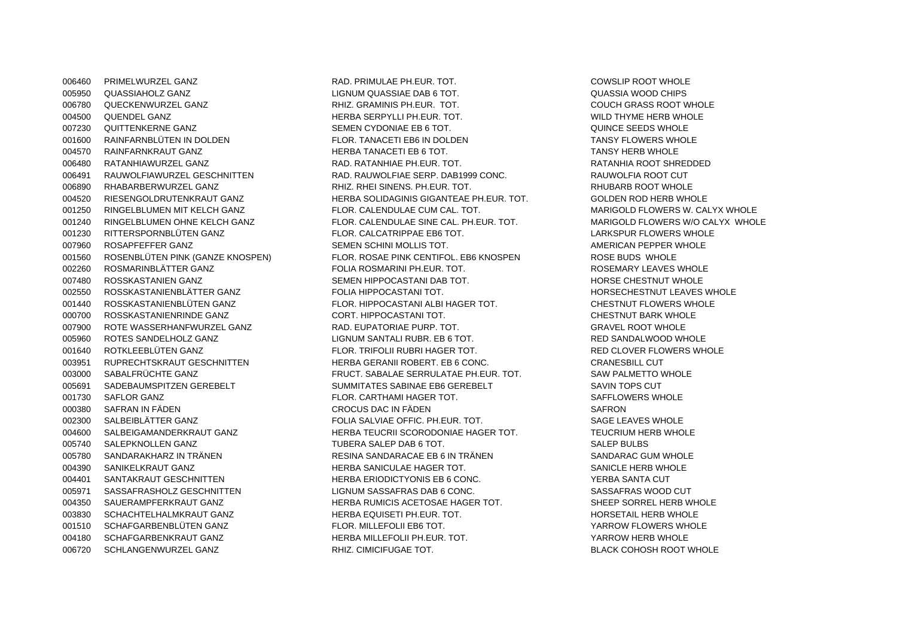| | | | |
|---|---|---|---|
| 006460 | PRIMELWURZEL GANZ | RAD. PRIMULAE PH.EUR. TOT. | COWSLIP ROOT WHOLE |
| 005950 | QUASSIAHOLZ GANZ | LIGNUM QUASSIAE DAB 6 TOT. | QUASSIA WOOD CHIPS |
| 006780 | QUECKENWURZEL GANZ | RHIZ. GRAMINIS PH.EUR. TOT. | COUCH GRASS ROOT WHOLE |
| 004500 | QUENDEL GANZ | HERBA SERPYLLI PH.EUR. TOT. | WILD THYME HERB WHOLE |
| 007230 | QUITTENKERNE GANZ | SEMEN CYDONIAE EB 6 TOT. | QUINCE SEEDS WHOLE |
| 001600 | RAINFARNBLÜTEN IN DOLDEN | FLOR. TANACETI EB6 IN DOLDEN | TANSY FLOWERS WHOLE |
| 004570 | RAINFARNKRAUT GANZ | HERBA TANACETI EB 6 TOT. | TANSY HERB WHOLE |
| 006480 | RATANHIAWURZEL GANZ | RAD. RATANHIAE PH.EUR. TOT. | RATANHIA ROOT SHREDDED |
| 006491 | RAUWOLFIAWURZEL GESCHNITTEN | RAD. RAUWOLFIAE SERP. DAB1999 CONC. | RAUWOLFIA ROOT CUT |
| 006890 | RHABARBERWURZEL GANZ | RHIZ. RHEI SINENS. PH.EUR. TOT. | RHUBARB ROOT WHOLE |
| 004520 | RIESENGOLDRUTENKRAUT GANZ | HERBA SOLIDAGINIS GIGANTEAE PH.EUR. TOT. | GOLDEN ROD HERB WHOLE |
| 001250 | RINGELBLUMEN MIT KELCH GANZ | FLOR. CALENDULAE CUM CAL. TOT. | MARIGOLD FLOWERS W. CALYX WHOLE |
| 001240 | RINGELBLUMEN OHNE KELCH GANZ | FLOR. CALENDULAE SINE CAL. PH.EUR. TOT. | MARIGOLD FLOWERS W/O CALYX WHOLE |
| 001230 | RITTERSPORNBLÜTEN GANZ | FLOR. CALCATRIPPAE EB6 TOT. | LARKSPUR FLOWERS WHOLE |
| 007960 | ROSAPFEFFER GANZ | SEMEN SCHINI MOLLIS TOT. | AMERICAN PEPPER WHOLE |
| 001560 | ROSENBLÜTEN PINK (GANZE KNOSPEN) | FLOR. ROSAE PINK CENTIFOL. EB6 KNOSPEN | ROSE BUDS WHOLE |
| 002260 | ROSMARINBLÄTTER GANZ | FOLIA ROSMARINI PH.EUR. TOT. | ROSEMARY LEAVES WHOLE |
| 007480 | ROSSKASTANIEN GANZ | SEMEN HIPPOCASTANI DAB TOT. | HORSE CHESTNUT WHOLE |
| 002550 | ROSSKASTANIENBLÄTTER GANZ | FOLIA HIPPOCASTANI TOT. | HORSECHESTNUT LEAVES WHOLE |
| 001440 | ROSSKASTANIENBLÜTEN GANZ | FLOR. HIPPOCASTANI ALBI HAGER TOT. | CHESTNUT FLOWERS WHOLE |
| 000700 | ROSSKASTANIENRINDE GANZ | CORT. HIPPOCASTANI TOT. | CHESTNUT BARK WHOLE |
| 007900 | ROTE WASSERHANFWURZEL GANZ | RAD. EUPATORIAE PURP. TOT. | GRAVEL ROOT WHOLE |
| 005960 | ROTES SANDELHOLZ GANZ | LIGNUM SANTALI RUBR. EB 6 TOT. | RED SANDALWOOD WHOLE |
| 001640 | ROTKLEEBLÜTEN GANZ | FLOR. TRIFOLII RUBRI HAGER TOT. | RED CLOVER FLOWERS WHOLE |
| 003951 | RUPRECHTSKRAUT GESCHNITTEN | HERBA GERANII ROBERT. EB 6 CONC. | CRANESBILL CUT |
| 003000 | SABALFRÜCHTE GANZ | FRUCT. SABALAE SERRULATAE PH.EUR. TOT. | SAW PALMETTO WHOLE |
| 005691 | SADEBAUMSPITZEN GEREBELT | SUMMITATES SABINAE EB6 GEREBELT | SAVIN TOPS CUT |
| 001730 | SAFLOR GANZ | FLOR. CARTHAMI HAGER TOT. | SAFFLOWERS WHOLE |
| 000380 | SAFRAN IN FÄDEN | CROCUS DAC IN FÄDEN | SAFRON |
| 002300 | SALBEIBLÄTTER GANZ | FOLIA SALVIAE OFFIC. PH.EUR. TOT. | SAGE LEAVES WHOLE |
| 004600 | SALBEIGAMANDERKRAUT GANZ | HERBA TEUCRII SCORODONIAE HAGER TOT. | TEUCRIUM HERB WHOLE |
| 005740 | SALEPKNOLLEN GANZ | TUBERA SALEP DAB 6 TOT. | SALEP BULBS |
| 005780 | SANDARAKHARZ IN TRÄNEN | RESINA SANDARACAE EB 6 IN TRÄNEN | SANDARAC GUM WHOLE |
| 004390 | SANIKELKRAUT GANZ | HERBA SANICULAE HAGER TOT. | SANICLE HERB WHOLE |
| 004401 | SANTAKRAUT GESCHNITTEN | HERBA ERIODICTYONIS EB 6 CONC. | YERBA SANTA CUT |
| 005971 | SASSAFRASHOLZ GESCHNITTEN | LIGNUM SASSAFRAS DAB 6 CONC. | SASSAFRAS WOOD CUT |
| 004350 | SAUERAMPFERKRAUT GANZ | HERBA RUMICIS ACETOSAE HAGER TOT. | SHEEP SORREL HERB WHOLE |
| 003830 | SCHACHTELHALMKRAUT GANZ | HERBA EQUISETI PH.EUR. TOT. | HORSETAIL HERB WHOLE |
| 001510 | SCHAFGARBENBLÜTEN GANZ | FLOR. MILLEFOLII EB6 TOT. | YARROW FLOWERS WHOLE |
| 004180 | SCHAFGARBENKRAUT GANZ | HERBA MILLEFOLII PH.EUR. TOT. | YARROW HERB WHOLE |
| 006720 | SCHLANGENWURZEL GANZ | RHIZ. CIMICIFUGAE TOT. | BLACK COHOSH ROOT WHOLE |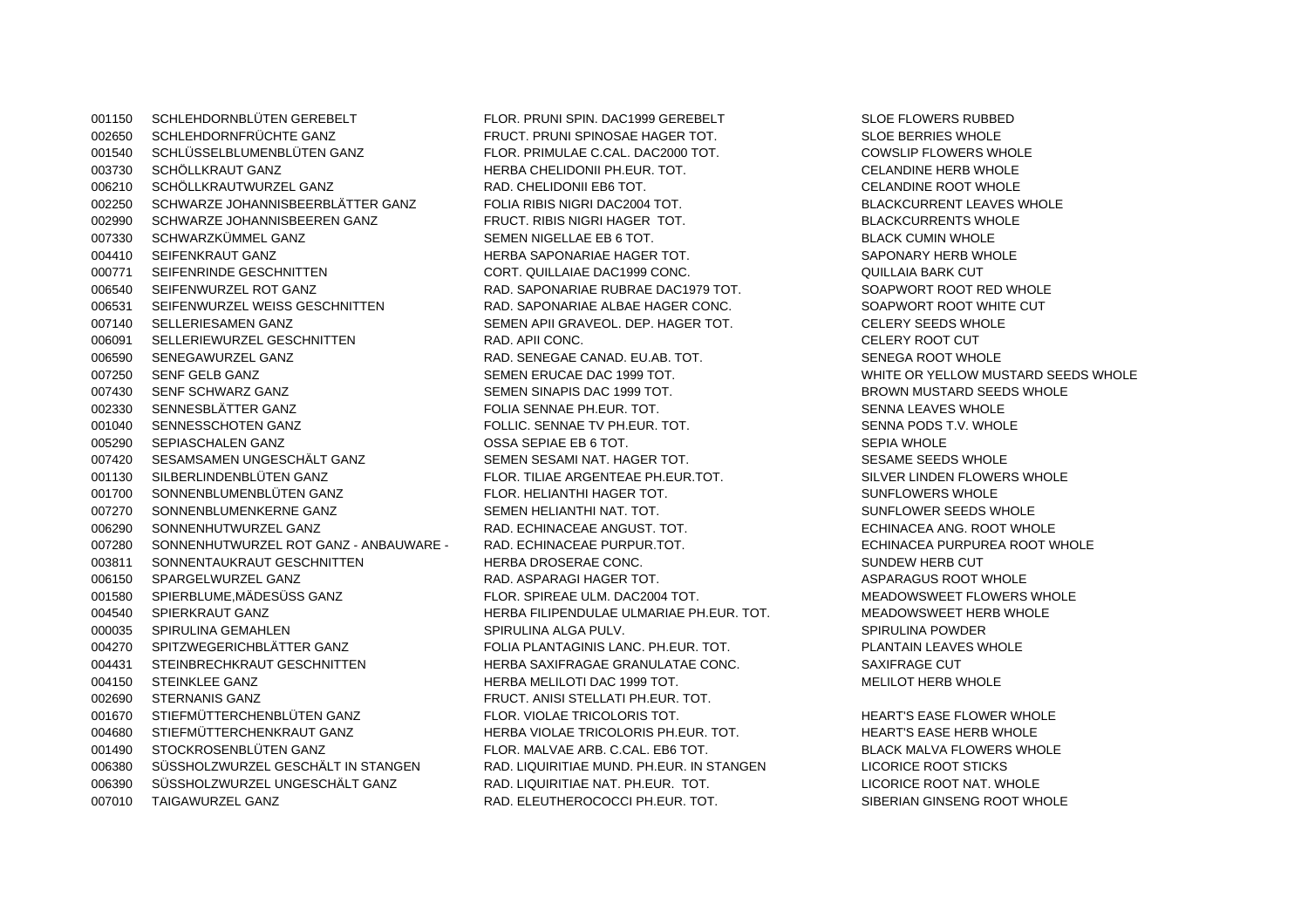| | | | |
|---|---|---|---|
| 001150 | SCHLEHDORNBLÜTEN GEREBELT | FLOR. PRUNI SPIN. DAC1999 GEREBELT | SLOE FLOWERS RUBBED |
| 002650 | SCHLEHDORNFRÜCHTE GANZ | FRUCT. PRUNI SPINOSAE HAGER TOT. | SLOE BERRIES WHOLE |
| 001540 | SCHLÜSSELBLUMENBLÜTEN GANZ | FLOR. PRIMULAE C.CAL. DAC2000 TOT. | COWSLIP FLOWERS WHOLE |
| 003730 | SCHÖLLKRAUT GANZ | HERBA CHELIDONII PH.EUR. TOT. | CELANDINE HERB WHOLE |
| 006210 | SCHÖLLKRAUTWURZEL GANZ | RAD. CHELIDONII EB6 TOT. | CELANDINE ROOT WHOLE |
| 002250 | SCHWARZE JOHANNISBEERBLÄTTER GANZ | FOLIA RIBIS NIGRI DAC2004 TOT. | BLACKCURRENT LEAVES WHOLE |
| 002990 | SCHWARZE JOHANNISBEEREN GANZ | FRUCT. RIBIS NIGRI HAGER TOT. | BLACKCURRENTS WHOLE |
| 007330 | SCHWARZKÜMMEL GANZ | SEMEN NIGELLAE EB 6 TOT. | BLACK CUMIN WHOLE |
| 004410 | SEIFENKRAUT GANZ | HERBA SAPONARIAE HAGER TOT. | SAPONARY HERB WHOLE |
| 000771 | SEIFENRINDE GESCHNITTEN | CORT. QUILLAIAE DAC1999 CONC. | QUILLAIA BARK CUT |
| 006540 | SEIFENWURZEL ROT GANZ | RAD. SAPONARIAE RUBRAE DAC1979 TOT. | SOAPWORT ROOT RED WHOLE |
| 006531 | SEIFENWURZEL WEISS GESCHNITTEN | RAD. SAPONARIAE ALBAE HAGER CONC. | SOAPWORT ROOT WHITE CUT |
| 007140 | SELLERIESAMEN GANZ | SEMEN APII GRAVEOL. DEP. HAGER TOT. | CELERY SEEDS WHOLE |
| 006091 | SELLERIEWURZEL GESCHNITTEN | RAD. APII CONC. | CELERY ROOT CUT |
| 006590 | SENEGAWURZEL GANZ | RAD. SENEGAE CANAD. EU.AB. TOT. | SENEGA ROOT WHOLE |
| 007250 | SENF GELB GANZ | SEMEN ERUCAE DAC 1999 TOT. | WHITE OR YELLOW MUSTARD SEEDS WHOLE |
| 007430 | SENF SCHWARZ GANZ | SEMEN SINAPIS DAC 1999 TOT. | BROWN MUSTARD SEEDS WHOLE |
| 002330 | SENNESBLÄTTER GANZ | FOLIA SENNAE PH.EUR. TOT. | SENNA LEAVES WHOLE |
| 001040 | SENNESSCHOTEN GANZ | FOLLIC. SENNAE TV PH.EUR. TOT. | SENNA PODS T.V. WHOLE |
| 005290 | SEPIASCHALEN GANZ | OSSA SEPIAE EB 6 TOT. | SEPIA WHOLE |
| 007420 | SESAMSAMEN UNGESCHÄLT GANZ | SEMEN SESAMI NAT. HAGER TOT. | SESAME SEEDS WHOLE |
| 001130 | SILBERLINDENBLÜTEN GANZ | FLOR. TILIAE ARGENTEAE PH.EUR.TOT. | SILVER LINDEN FLOWERS WHOLE |
| 001700 | SONNENBLUMENBLÜTEN GANZ | FLOR. HELIANTHI HAGER TOT. | SUNFLOWERS WHOLE |
| 007270 | SONNENBLUMENKERNE GANZ | SEMEN HELIANTHI NAT. TOT. | SUNFLOWER SEEDS WHOLE |
| 006290 | SONNENHUTWURZEL GANZ | RAD. ECHINACEAE ANGUST. TOT. | ECHINACEA ANG. ROOT WHOLE |
| 007280 | SONNENHUTWURZEL ROT GANZ - ANBAUWARE - | RAD. ECHINACEAE PURPUR.TOT. | ECHINACEA PURPUREA ROOT WHOLE |
| 003811 | SONNENTAUKRAUT GESCHNITTEN | HERBA DROSERAE CONC. | SUNDEW HERB CUT |
| 006150 | SPARGELWURZEL GANZ | RAD. ASPARAGI HAGER TOT. | ASPARAGUS ROOT WHOLE |
| 001580 | SPIERBLUME,MÄDESÜSS GANZ | FLOR. SPIREAE ULM. DAC2004 TOT. | MEADOWSWEET FLOWERS WHOLE |
| 004540 | SPIERKRAUT GANZ | HERBA FILIPENDULAE ULMARIAE PH.EUR. TOT. | MEADOWSWEET HERB WHOLE |
| 000035 | SPIRULINA GEMAHLEN | SPIRULINA ALGA PULV. | SPIRULINA POWDER |
| 004270 | SPITZWEGERICHBLÄTTER GANZ | FOLIA PLANTAGINIS LANC. PH.EUR. TOT. | PLANTAIN LEAVES WHOLE |
| 004431 | STEINBRECHKRAUT GESCHNITTEN | HERBA SAXIFRAGAE GRANULATAE CONC. | SAXIFRAGE CUT |
| 004150 | STEINKLEE GANZ | HERBA MELILOTI DAC 1999 TOT. | MELILOT HERB WHOLE |
| 002690 | STERNANIS GANZ | FRUCT. ANISI STELLATI PH.EUR. TOT. | |
| 001670 | STIEFMÜTTERCHENBLÜTEN GANZ | FLOR. VIOLAE TRICOLORIS TOT. | HEART'S EASE FLOWER WHOLE |
| 004680 | STIEFMÜTTERCHENKRAUT GANZ | HERBA VIOLAE TRICOLORIS PH.EUR. TOT. | HEART'S EASE HERB WHOLE |
| 001490 | STOCKROSENBLÜTEN GANZ | FLOR. MALVAE ARB. C.CAL. EB6 TOT. | BLACK MALVA FLOWERS WHOLE |
| 006380 | SÜSSHOLZWURZEL GESCHÄLT IN STANGEN | RAD. LIQUIRITIAE MUND. PH.EUR. IN STANGEN | LICORICE ROOT STICKS |
| 006390 | SÜSSHOLZWURZEL UNGESCHÄLT GANZ | RAD. LIQUIRITIAE NAT. PH.EUR. TOT. | LICORICE ROOT NAT. WHOLE |
| 007010 | TAIGAWURZEL GANZ | RAD. ELEUTHEROCOCCI PH.EUR. TOT. | SIBERIAN GINSENG ROOT WHOLE |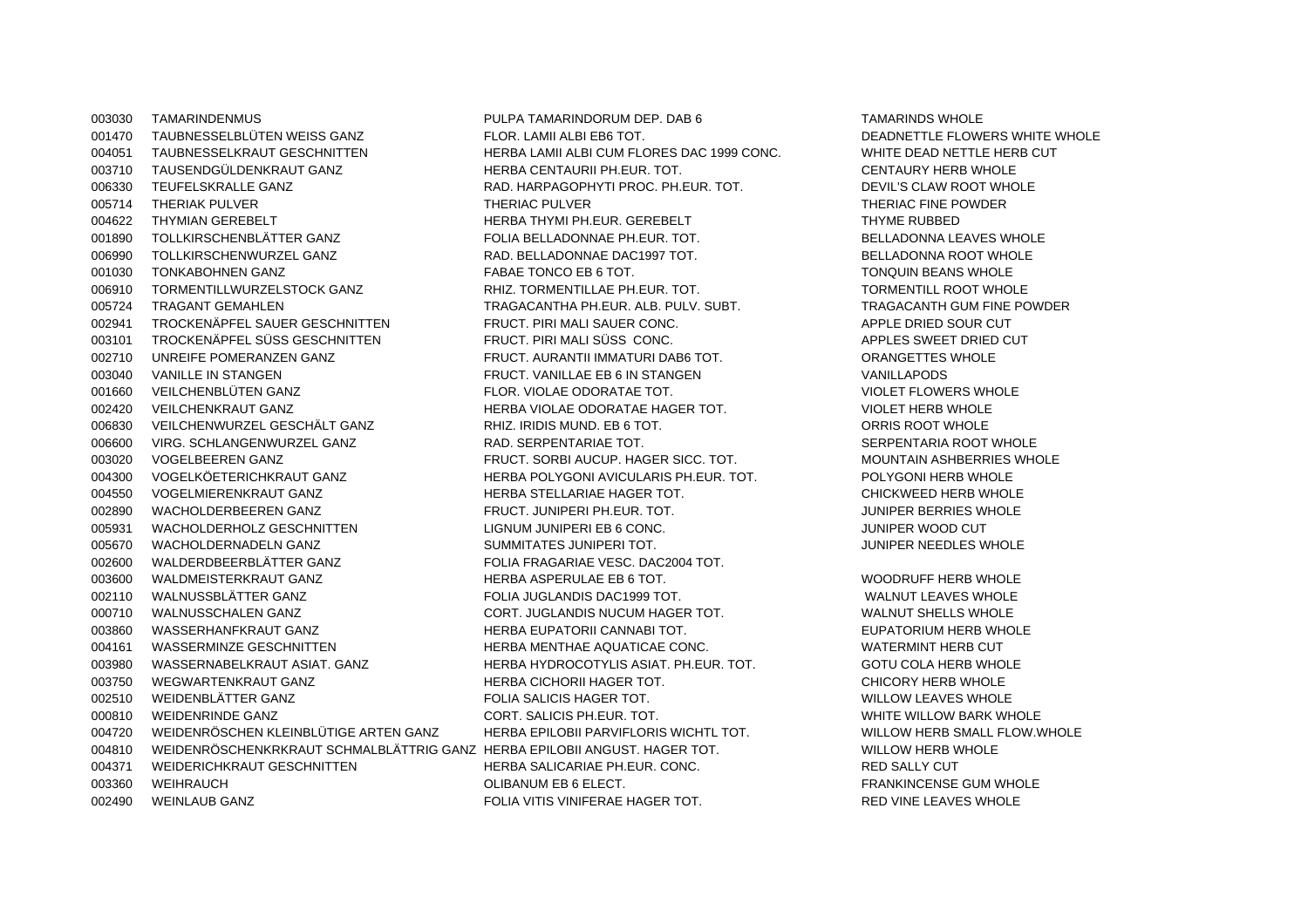| | | | |
|---|---|---|---|
| 003030 | TAMARINDENMUS | PULPA TAMARINDORUM DEP. DAB 6 | TAMARINDS WHOLE |
| 001470 | TAUBNESSELBLÜTEN WEISS GANZ | FLOR. LAMII ALBI EB6 TOT. | DEADNETTLE FLOWERS WHITE WHOLE |
| 004051 | TAUBNESSELKRAUT GESCHNITTEN | HERBA LAMII ALBI CUM FLORES DAC 1999 CONC. | WHITE DEAD NETTLE HERB CUT |
| 003710 | TAUSENDGÜLDENKRAUT GANZ | HERBA CENTAURII PH.EUR. TOT. | CENTAURY HERB WHOLE |
| 006330 | TEUFELSKRALLE GANZ | RAD. HARPAGOPHYTI PROC. PH.EUR. TOT. | DEVIL'S CLAW ROOT WHOLE |
| 005714 | THERIAK PULVER | THERIAC PULVER | THERIAC FINE POWDER |
| 004622 | THYMIAN GEREBELT | HERBA THYMI PH.EUR. GEREBELT | THYME RUBBED |
| 001890 | TOLLKIRSCHENBLÄTTER GANZ | FOLIA BELLADONNAE PH.EUR. TOT. | BELLADONNA LEAVES WHOLE |
| 006990 | TOLLKIRSCHENWURZEL GANZ | RAD. BELLADONNAE DAC1997 TOT. | BELLADONNA ROOT WHOLE |
| 001030 | TONKABOHNEN GANZ | FABAE TONCO EB 6 TOT. | TONQUIN BEANS WHOLE |
| 006910 | TORMENTILLWURZELSTOCK GANZ | RHIZ. TORMENTILLAE PH.EUR. TOT. | TORMENTILL ROOT WHOLE |
| 005724 | TRAGANT GEMAHLEN | TRAGACANTHA PH.EUR. ALB. PULV. SUBT. | TRAGACANTH GUM FINE POWDER |
| 002941 | TROCKENÄPFEL SAUER GESCHNITTEN | FRUCT. PIRI MALI SAUER CONC. | APPLE DRIED SOUR CUT |
| 003101 | TROCKENÄPFEL SÜSS GESCHNITTEN | FRUCT. PIRI MALI SÜSS CONC. | APPLES SWEET DRIED CUT |
| 002710 | UNREIFE POMERANZEN GANZ | FRUCT. AURANTII IMMATURI DAB6 TOT. | ORANGETTES WHOLE |
| 003040 | VANILLE IN STANGEN | FRUCT. VANILLAE EB 6 IN STANGEN | VANILLAPODS |
| 001660 | VEILCHENBLÜTEN GANZ | FLOR. VIOLAE ODORATAE TOT. | VIOLET FLOWERS WHOLE |
| 002420 | VEILCHENKRAUT GANZ | HERBA VIOLAE ODORATAE HAGER TOT. | VIOLET HERB WHOLE |
| 006830 | VEILCHENWURZEL GESCHÄLT GANZ | RHIZ. IRIDIS MUND. EB 6 TOT. | ORRIS ROOT WHOLE |
| 006600 | VIRG. SCHLANGENWURZEL GANZ | RAD. SERPENTARIAE TOT. | SERPENTARIA ROOT WHOLE |
| 003020 | VOGELBEEREN GANZ | FRUCT. SORBI AUCUP. HAGER SICC. TOT. | MOUNTAIN ASHBERRIES WHOLE |
| 004300 | VOGELKÖETERICHKRAUT GANZ | HERBA POLYGONI AVICULARIS PH.EUR. TOT. | POLYGONI HERB WHOLE |
| 004550 | VOGELMIERENKRAUT GANZ | HERBA STELLARIAE HAGER TOT. | CHICKWEED HERB WHOLE |
| 002890 | WACHOLDERBEEREN GANZ | FRUCT. JUNIPERI PH.EUR. TOT. | JUNIPER BERRIES WHOLE |
| 005931 | WACHOLDERHOLZ GESCHNITTEN | LIGNUM JUNIPERI EB 6 CONC. | JUNIPER WOOD CUT |
| 005670 | WACHOLDERNADELN GANZ | SUMMITATES JUNIPERI TOT. | JUNIPER NEEDLES WHOLE |
| 002600 | WALDERDBEERBLÄTTER GANZ | FOLIA FRAGARIAE VESC. DAC2004 TOT. | |
| 003600 | WALDMEISTERKRAUT GANZ | HERBA ASPERULAE EB 6 TOT. | WOODRUFF HERB WHOLE |
| 002110 | WALNUSSBLÄTTER GANZ | FOLIA JUGLANDIS DAC1999 TOT. | WALNUT LEAVES WHOLE |
| 000710 | WALNUSSCHALEN GANZ | CORT. JUGLANDIS NUCUM HAGER TOT. | WALNUT SHELLS WHOLE |
| 003860 | WASSERHANFKRAUT GANZ | HERBA EUPATORII CANNABI TOT. | EUPATORIUM HERB WHOLE |
| 004161 | WASSERMINZE GESCHNITTEN | HERBA MENTHAE AQUATICAE CONC. | WATERMINT HERB CUT |
| 003980 | WASSERNABELKRAUT ASIAT. GANZ | HERBA HYDROCOTYLIS ASIAT. PH.EUR. TOT. | GOTU COLA HERB WHOLE |
| 003750 | WEGWARTENKRAUT GANZ | HERBA CICHORII HAGER TOT. | CHICORY HERB WHOLE |
| 002510 | WEIDENBLÄTTER GANZ | FOLIA SALICIS HAGER TOT. | WILLOW LEAVES WHOLE |
| 000810 | WEIDENRINDE GANZ | CORT. SALICIS PH.EUR. TOT. | WHITE WILLOW BARK WHOLE |
| 004720 | WEIDENRÖSCHEN KLEINBLÜTIGE ARTEN GANZ | HERBA EPILOBII PARVIFLORIS WICHTL TOT. | WILLOW HERB SMALL FLOW.WHOLE |
| 004810 | WEIDENRÖSCHENKRKRAUT SCHMALBLÄTTRIG GANZ | HERBA EPILOBII ANGUST. HAGER TOT. | WILLOW HERB WHOLE |
| 004371 | WEIDERICHKRAUT GESCHNITTEN | HERBA SALICARIAE PH.EUR. CONC. | RED SALLY CUT |
| 003360 | WEIHRAUCH | OLIBANUM EB 6 ELECT. | FRANKINCENSE GUM WHOLE |
| 002490 | WEINLAUB GANZ | FOLIA VITIS VINIFERAE HAGER TOT. | RED VINE LEAVES WHOLE |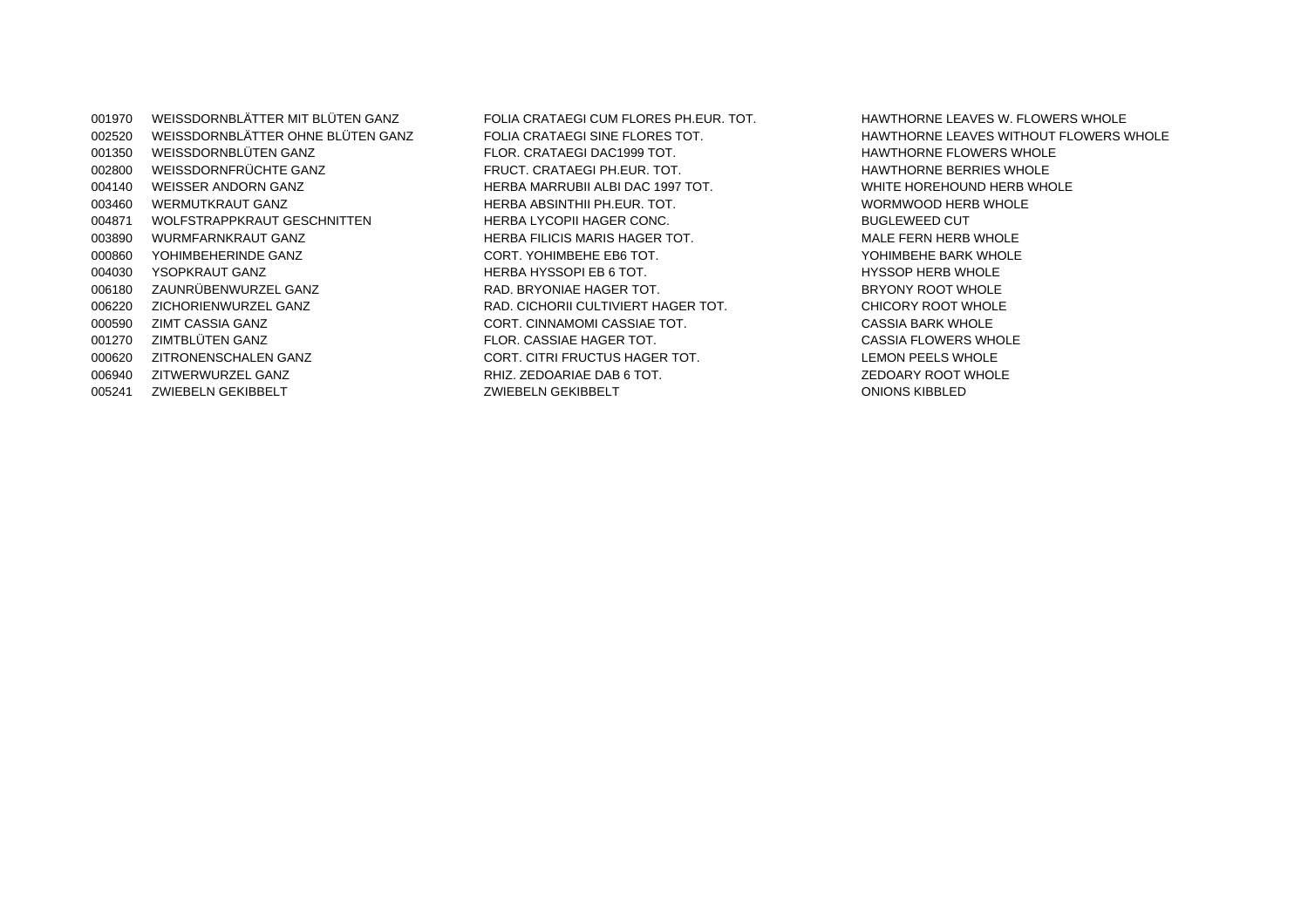| | | | |
|---|---|---|---|
| 001970 | WEISSDORNBLÄTTER MIT BLÜTEN GANZ | FOLIA CRATAEGI CUM FLORES PH.EUR. TOT. | HAWTHORNE LEAVES W. FLOWERS WHOLE |
| 002520 | WEISSDORNBLÄTTER OHNE BLÜTEN GANZ | FOLIA CRATAEGI SINE FLORES TOT. | HAWTHORNE LEAVES WITHOUT FLOWERS WHOLE |
| 001350 | WEISSDORNBLÜTEN GANZ | FLOR. CRATAEGI DAC1999 TOT. | HAWTHORNE FLOWERS WHOLE |
| 002800 | WEISSDORNFRÜCHTE GANZ | FRUCT. CRATAEGI PH.EUR. TOT. | HAWTHORNE BERRIES WHOLE |
| 004140 | WEISSER ANDORN GANZ | HERBA MARRUBII ALBI DAC 1997 TOT. | WHITE HOREHOUND HERB WHOLE |
| 003460 | WERMUTKRAUT GANZ | HERBA ABSINTHII PH.EUR. TOT. | WORMWOOD HERB WHOLE |
| 004871 | WOLFSTRAPPKRAUT GESCHNITTEN | HERBA LYCOPII HAGER CONC. | BUGLEWEED CUT |
| 003890 | WURMFARNKRAUT GANZ | HERBA FILICIS MARIS HAGER TOT. | MALE FERN HERB WHOLE |
| 000860 | YOHIMBEHERINDE GANZ | CORT. YOHIMBEHE EB6 TOT. | YOHIMBEHE BARK WHOLE |
| 004030 | YSOPKRAUT GANZ | HERBA HYSSOPI EB 6 TOT. | HYSSOP HERB WHOLE |
| 006180 | ZAUNRÜBENWURZEL GANZ | RAD. BRYONIAE HAGER TOT. | BRYONY ROOT WHOLE |
| 006220 | ZICHORIENWURZEL GANZ | RAD. CICHORII CULTIVIERT HAGER TOT. | CHICORY ROOT WHOLE |
| 000590 | ZIMT CASSIA GANZ | CORT. CINNAMOMI CASSIAE TOT. | CASSIA BARK WHOLE |
| 001270 | ZIMTBLÜTEN GANZ | FLOR. CASSIAE HAGER TOT. | CASSIA FLOWERS WHOLE |
| 000620 | ZITRONENSCHALEN GANZ | CORT. CITRI FRUCTUS HAGER TOT. | LEMON PEELS WHOLE |
| 006940 | ZITWERWURZEL GANZ | RHIZ. ZEDOARIAE DAB 6 TOT. | ZEDOARY ROOT WHOLE |
| 005241 | ZWIEBELN GEKIBBELT | ZWIEBELN GEKIBBELT | ONIONS KIBBLED |